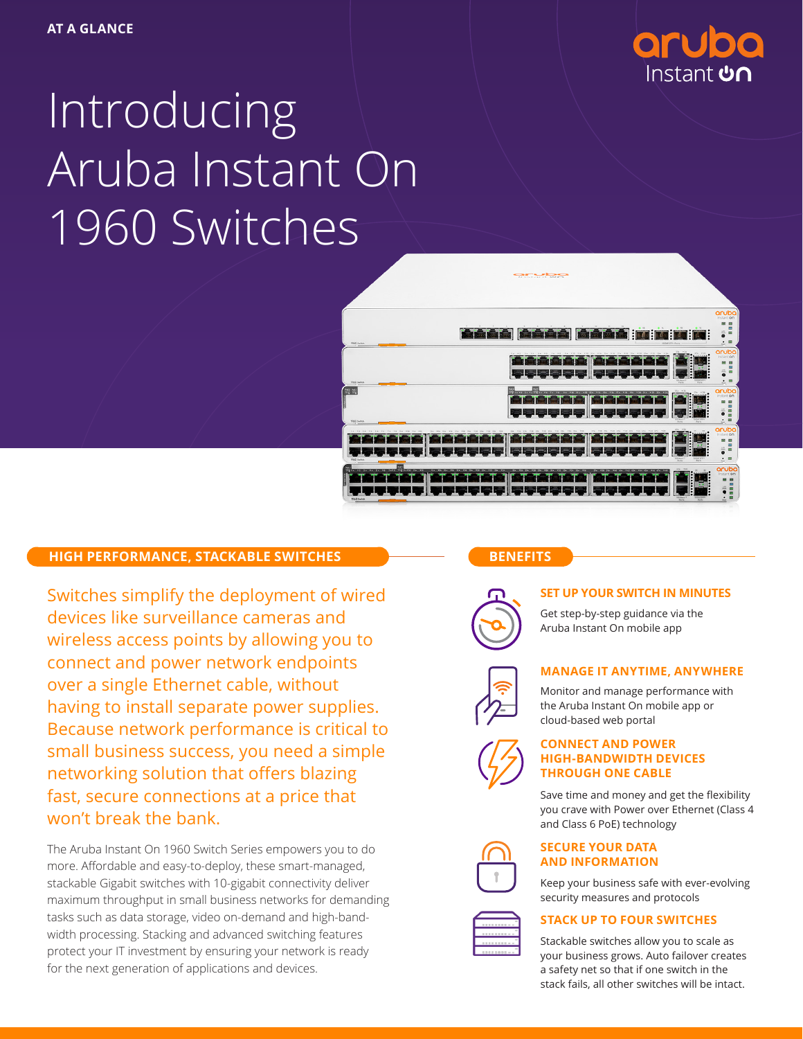AT A GLANCE

# Introducing Aruba Instant On 1960 Switches

## HIGH PERFORMANCE, STACKABLE SWITCHES

Switches simplify the deployment of wired devices like surveillance cameras and wireless access points by allowing you to connect and power network endpoints over a single Ethernet cable, without having to install separate power supplies. Because network performance is critical to small business success, you need a simple networking solution that offers blazing fast, secure connections at a price that won't break the bank.

The Aruba Instant On 1960 Switch Series empowers you to do more. Affordable and easy-to-deploy, these smart-managed, stackable Gigabit switches with 10-gigabit connectivity deliver maximum throughput in small business networks for demanding tasks such as data storage, video on-demand and high-bandwidth processing. Stacking and advanced switching features protect your IT investment by ensuring your network is ready for the next generation of applications and devices.

## BENEFITS

### SET UP YOUR SWITCH IN MINUTES

Get step-by-step guidance via the Aruba Instant On mobile app

### MANAGE IT ANYTIME, ANYWHERE

Monitor and manage performance with the Aruba Instant On mobile app or cloud-based web portal

### CONNECT AND POWER HIGH-BANDWIDTH DEVICES THROUGH ONE CABLE

Save time and money and get the flexibility you crave with Power over Ethernet (Class 4 and Class 6 PoE) technology

### SECURE YOUR DATA AND INFORMATION

Keep your business safe with ever-evolving security measures and protocols

### STACK UP TO FOUR SWITCHES

Stackable switches allow you to scale as your business grows. Auto failover creates a safety net so that if one switch in the stack fails, all other switches will be intact.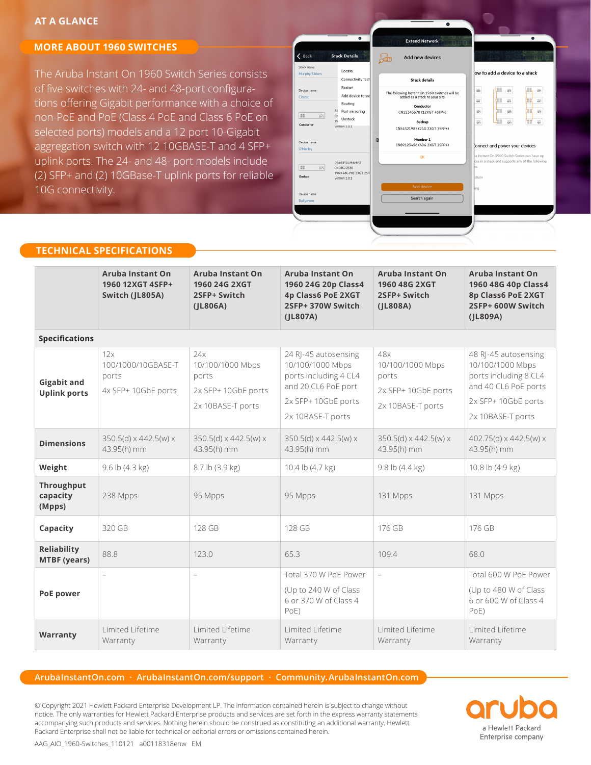## AT A GLANCE

## MORE ABOUT 1960 SWITCHES

The Aruba Instant On 1960 Switch Series consists of five switches with 24- and 48-port configurations offering Gigabit performance with a choice of non-PoE and PoE (Class 4 PoE and Class 6 PoE on selected ports) models and a 12 port 10-Gigabit aggregation switch with 12 10GBASE-T and 4 SFP+ uplink ports. The 24- and 48- port models include (2) SFP+ and (2) 10GBase-T uplink ports for reliable 10G connectivity.

## TECHNICAL SPECIFICATIONS

| | Aruba Instant On 1960 12XGT 4SFP+ Switch (JL805A) | Aruba Instant On 1960 24G 2XGT 2SFP+ Switch (JL806A) | Aruba Instant On 1960 24G 20p Class4 4p Class6 PoE 2XGT 2SFP+ 370W Switch (JL807A) | Aruba Instant On 1960 48G 2XGT 2SFP+ Switch (JL808A) | Aruba Instant On 1960 48G 40p Class4 8p Class6 PoE 2XGT 2SFP+ 600W Switch (JL809A) |
|---|---|---|---|---|---|
| **Specifications** | | | | | |
| **Gigabit and Uplink ports** | 12x 100/1000/10GBASE-T ports<br>4x SFP+ 10GbE ports | 24x 10/100/1000 Mbps ports<br>2x SFP+ 10GbE ports<br>2x 10BASE-T ports | 24 RJ-45 autosensing 10/100/1000 Mbps ports including 4 CL4 and 20 CL6 PoE port<br>2x SFP+ 10GbE ports<br>2x 10BASE-T ports | 48x 10/100/1000 Mbps ports<br>2x SFP+ 10GbE ports<br>2x 10BASE-T ports | 48 RJ-45 autosensing 10/100/1000 Mbps ports including 8 CL4 and 40 CL6 PoE ports<br>2x SFP+ 10GbE ports<br>2x 10BASE-T ports |
| **Dimensions** | 350.5(d) x 442.5(w) x 43.95(h) mm | 350.5(d) x 442.5(w) x 43.95(h) mm | 350.5(d) x 442.5(w) x 43.95(h) mm | 350.5(d) x 442.5(w) x 43.95(h) mm | 402.75(d) x 442.5(w) x 43.95(h) mm |
| **Weight** | 9.6 lb (4.3 kg) | 8.7 lb (3.9 kg) | 10.4 lb (4.7 kg) | 9.8 lb (4.4 kg) | 10.8 lb (4.9 kg) |
| **Throughput capacity (Mpps)** | 238 Mpps | 95 Mpps | 95 Mpps | 131 Mpps | 131 Mpps |
| **Capacity** | 320 GB | 128 GB | 128 GB | 176 GB | 176 GB |
| **Reliability MTBF (years)** | 88.8 | 123.0 | 65.3 | 109.4 | 68.0 |
| **PoE power** | – | – | Total 370 W PoE Power<br>(Up to 240 W of Class 6 or 370 W of Class 4 PoE) | – | Total 600 W PoE Power<br>(Up to 480 W of Class 6 or 600 W of Class 4 PoE) |
| **Warranty** | Limited Lifetime Warranty | Limited Lifetime Warranty | Limited Lifetime Warranty | Limited Lifetime Warranty | Limited Lifetime Warranty |

ArubaInstantOn.com · ArubaInstantOn.com/support · Community.ArubaInstantOn.com

© Copyright 2021 Hewlett Packard Enterprise Development LP. The information contained herein is subject to change without notice. The only warranties for Hewlett Packard Enterprise products and services are set forth in the express warranty statements accompanying such products and services. Nothing herein should be construed as constituting an additional warranty. Hewlett Packard Enterprise shall not be liable for technical or editorial errors or omissions contained herein.

AAG_AIO_1960-Switches_110121 a00118318enw EM

aruba
a Hewlett Packard Enterprise company